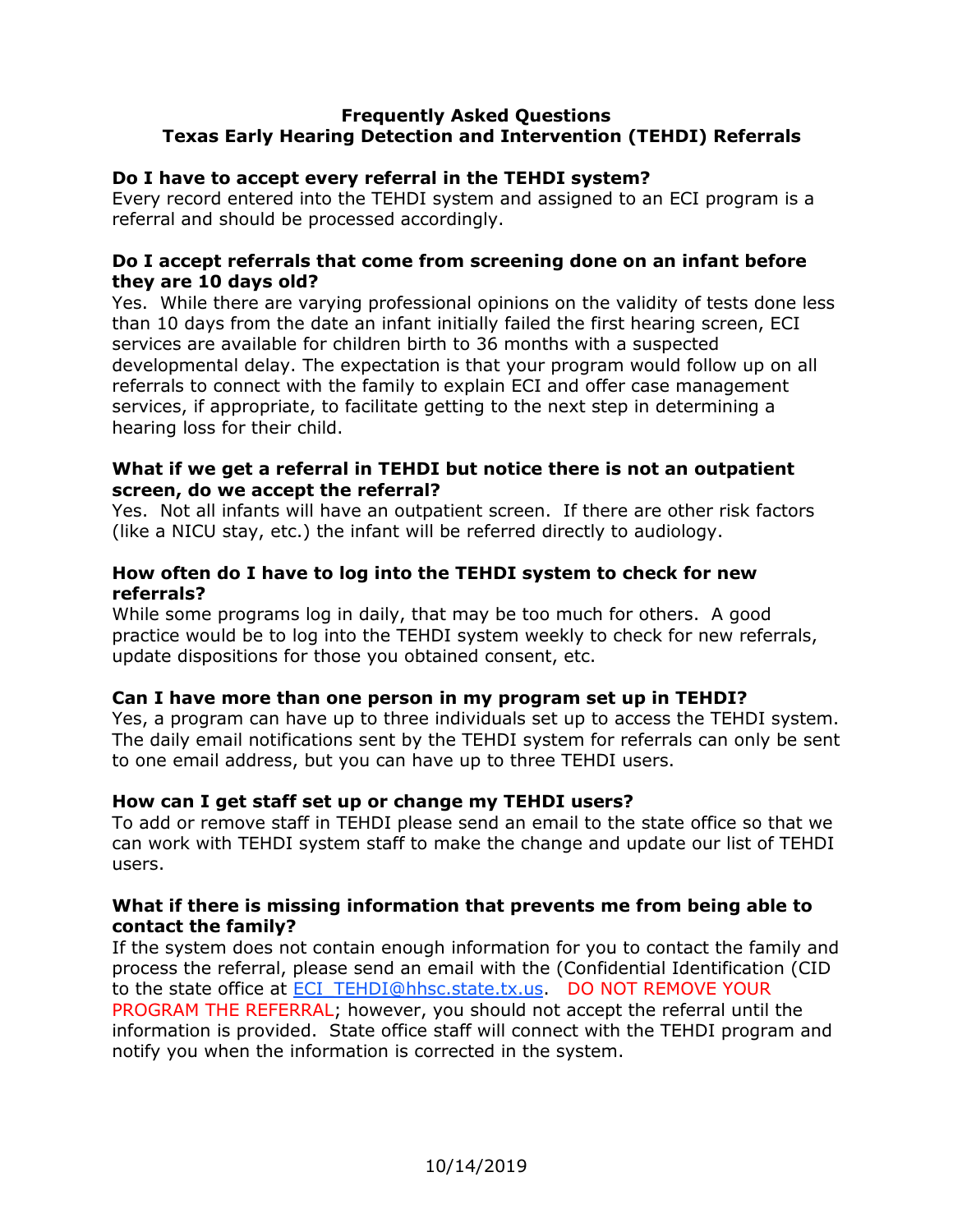# Frequently Asked Questions
## Texas Early Hearing Detection and Intervention (TEHDI) Referrals

**Do I have to accept every referral in the TEHDI system?**
Every record entered into the TEHDI system and assigned to an ECI program is a referral and should be processed accordingly.

**Do I accept referrals that come from screening done on an infant before they are 10 days old?**
Yes. While there are varying professional opinions on the validity of tests done less than 10 days from the date an infant initially failed the first hearing screen, ECI services are available for children birth to 36 months with a suspected developmental delay. The expectation is that your program would follow up on all referrals to connect with the family to explain ECI and offer case management services, if appropriate, to facilitate getting to the next step in determining a hearing loss for their child.

**What if we get a referral in TEHDI but notice there is not an outpatient screen, do we accept the referral?**
Yes. Not all infants will have an outpatient screen. If there are other risk factors (like a NICU stay, etc.) the infant will be referred directly to audiology.

**How often do I have to log into the TEHDI system to check for new referrals?**
While some programs log in daily, that may be too much for others. A good practice would be to log into the TEHDI system weekly to check for new referrals, update dispositions for those you obtained consent, etc.

**Can I have more than one person in my program set up in TEHDI?**
Yes, a program can have up to three individuals set up to access the TEHDI system. The daily email notifications sent by the TEHDI system for referrals can only be sent to one email address, but you can have up to three TEHDI users.

**How can I get staff set up or change my TEHDI users?**
To add or remove staff in TEHDI please send an email to the state office so that we can work with TEHDI system staff to make the change and update our list of TEHDI users.

**What if there is missing information that prevents me from being able to contact the family?**
If the system does not contain enough information for you to contact the family and process the referral, please send an email with the (Confidential Identification (CID to the state office at ECI_TEHDI@hhsc.state.tx.us. DO NOT REMOVE YOUR PROGRAM THE REFERRAL; however, you should not accept the referral until the information is provided. State office staff will connect with the TEHDI program and notify you when the information is corrected in the system.

10/14/2019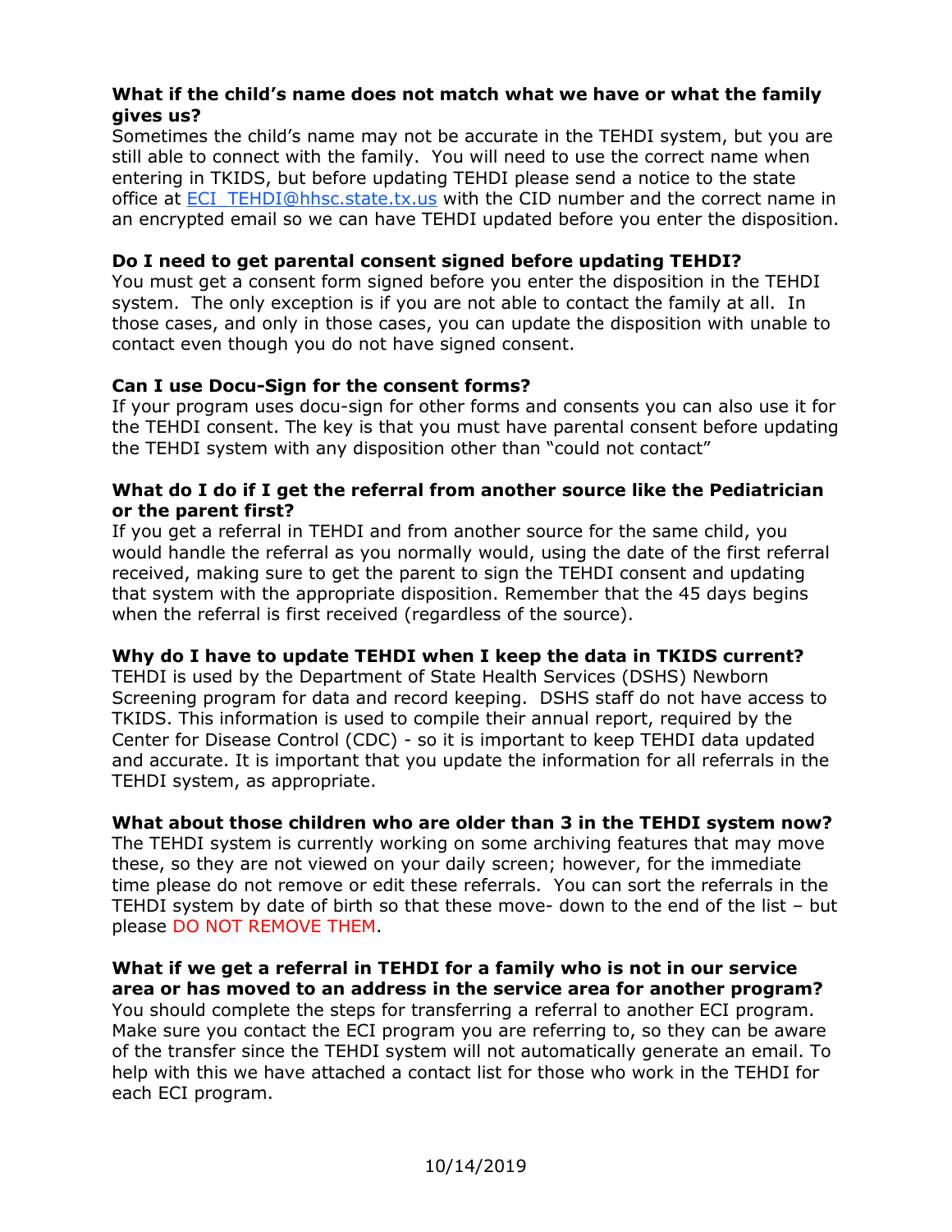**What if the child's name does not match what we have or what the family gives us?**

Sometimes the child's name may not be accurate in the TEHDI system, but you are still able to connect with the family. You will need to use the correct name when entering in TKIDS, but before updating TEHDI please send a notice to the state office at [ECI_TEHDI@hhsc.state.tx.us](mailto:ECI_TEHDI@hhsc.state.tx.us) with the CID number and the correct name in an encrypted email so we can have TEHDI updated before you enter the disposition.

**Do I need to get parental consent signed before updating TEHDI?**

You must get a consent form signed before you enter the disposition in the TEHDI system. The only exception is if you are not able to contact the family at all. In those cases, and only in those cases, you can update the disposition with unable to contact even though you do not have signed consent.

**Can I use Docu-Sign for the consent forms?**

If your program uses docu-sign for other forms and consents you can also use it for the TEHDI consent. The key is that you must have parental consent before updating the TEHDI system with any disposition other than "could not contact"

**What do I do if I get the referral from another source like the Pediatrician or the parent first?**

If you get a referral in TEHDI and from another source for the same child, you would handle the referral as you normally would, using the date of the first referral received, making sure to get the parent to sign the TEHDI consent and updating that system with the appropriate disposition. Remember that the 45 days begins when the referral is first received (regardless of the source).

**Why do I have to update TEHDI when I keep the data in TKIDS current?**

TEHDI is used by the Department of State Health Services (DSHS) Newborn Screening program for data and record keeping. DSHS staff do not have access to TKIDS. This information is used to compile their annual report, required by the Center for Disease Control (CDC) - so it is important to keep TEHDI data updated and accurate. It is important that you update the information for all referrals in the TEHDI system, as appropriate.

**What about those children who are older than 3 in the TEHDI system now?**

The TEHDI system is currently working on some archiving features that may move these, so they are not viewed on your daily screen; however, for the immediate time please do not remove or edit these referrals. You can sort the referrals in the TEHDI system by date of birth so that these move- down to the end of the list – but please DO NOT REMOVE THEM.

**What if we get a referral in TEHDI for a family who is not in our service area or has moved to an address in the service area for another program?**

You should complete the steps for transferring a referral to another ECI program. Make sure you contact the ECI program you are referring to, so they can be aware of the transfer since the TEHDI system will not automatically generate an email. To help with this we have attached a contact list for those who work in the TEHDI for each ECI program.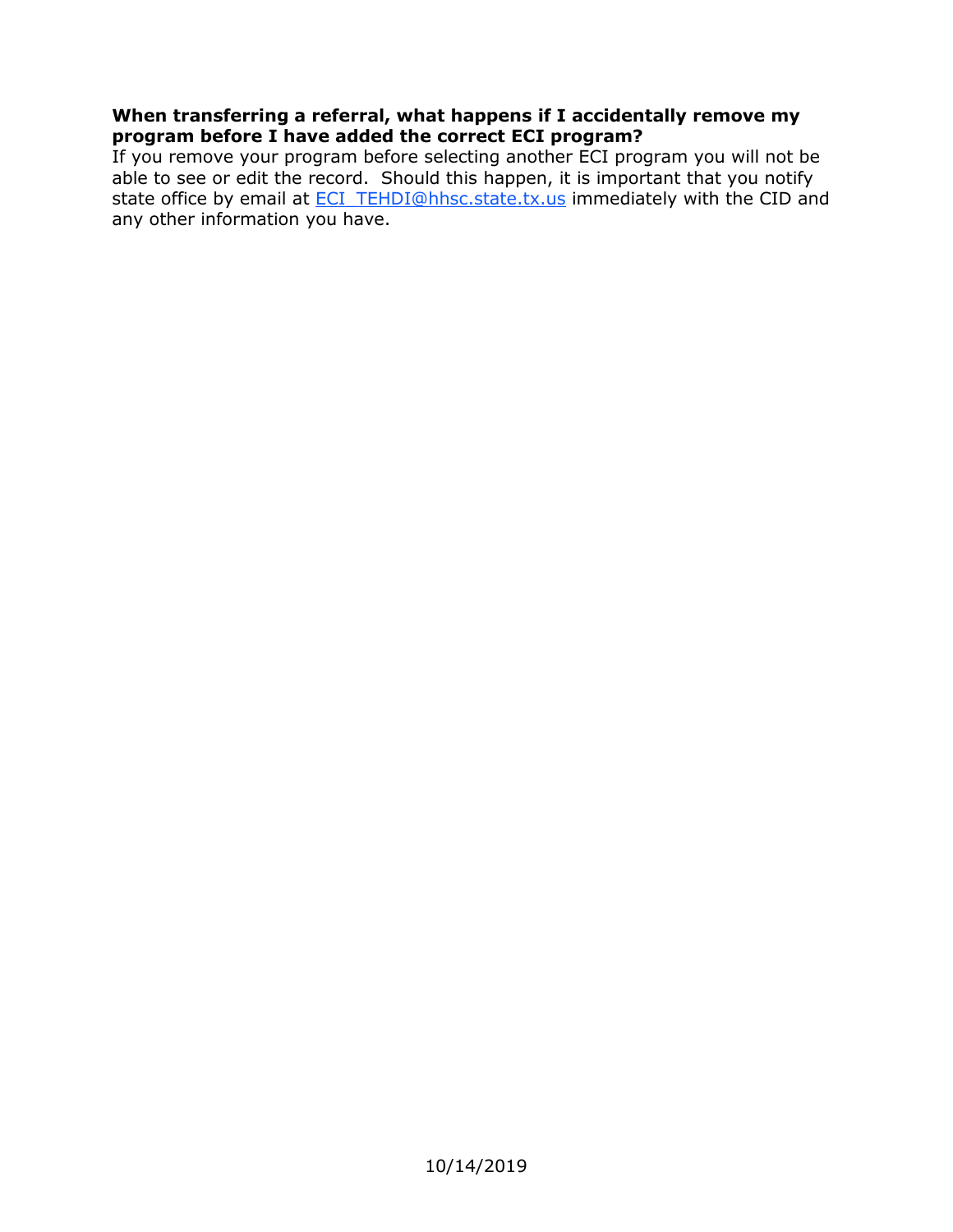**When transferring a referral, what happens if I accidentally remove my program before I have added the correct ECI program?**

If you remove your program before selecting another ECI program you will not be able to see or edit the record. Should this happen, it is important that you notify state office by email at ECI_TEHDI@hhsc.state.tx.us immediately with the CID and any other information you have.